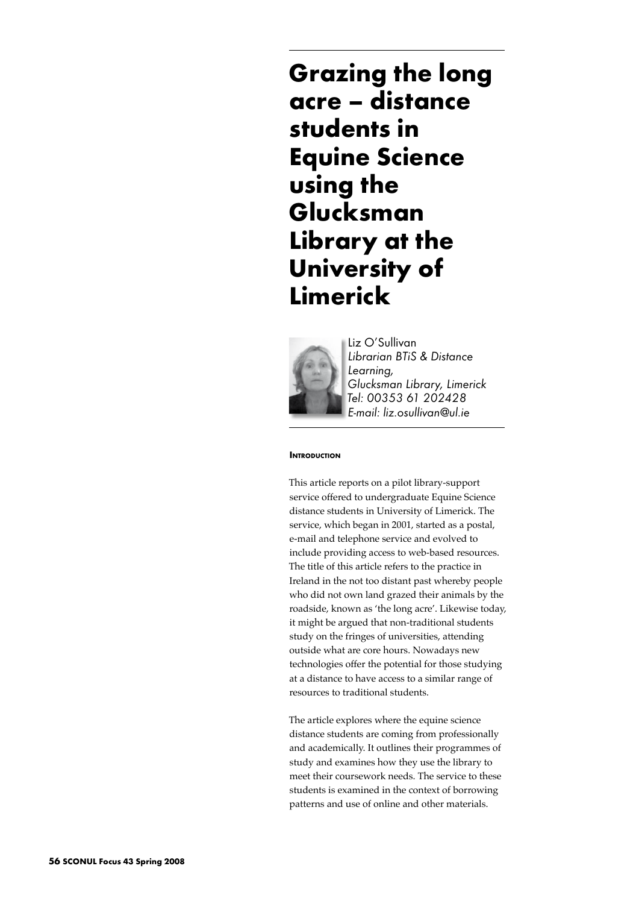# Grazing the long acre – distance students in Equine Science using the Glucksman Library at the University of Limerick

Liz O'Sullivan
*Librarian BTiS & Distance Learning,*
*Glucksman Library, Limerick*
*Tel: 00353 61 202428*
*E-mail: liz.osullivan@ul.ie*

## Introduction

This article reports on a pilot library-support service offered to undergraduate Equine Science distance students in University of Limerick. The service, which began in 2001, started as a postal, e-mail and telephone service and evolved to include providing access to web-based resources. The title of this article refers to the practice in Ireland in the not too distant past whereby people who did not own land grazed their animals by the roadside, known as 'the long acre'. Likewise today, it might be argued that non-traditional students study on the fringes of universities, attending outside what are core hours. Nowadays new technologies offer the potential for those studying at a distance to have access to a similar range of resources to traditional students.

The article explores where the equine science distance students are coming from professionally and academically. It outlines their programmes of study and examines how they use the library to meet their coursework needs. The service to these students is examined in the context of borrowing patterns and use of online and other materials.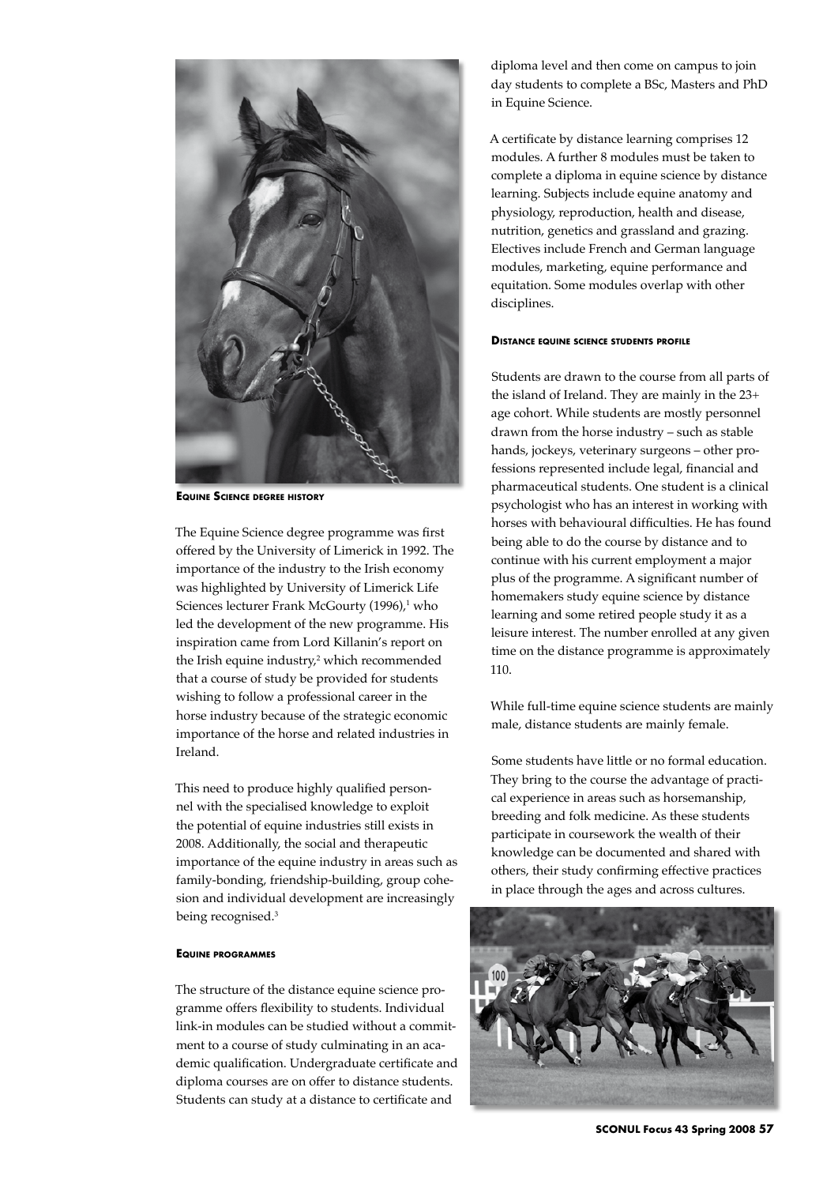### Equine Science degree history

The Equine Science degree programme was first offered by the University of Limerick in 1992. The importance of the industry to the Irish economy was highlighted by University of Limerick Life Sciences lecturer Frank McGourty (1996),[1] who led the development of the new programme. His inspiration came from Lord Killanin's report on the Irish equine industry,[2] which recommended that a course of study be provided for students wishing to follow a professional career in the horse industry because of the strategic economic importance of the horse and related industries in Ireland.

This need to produce highly qualified personnel with the specialised knowledge to exploit the potential of equine industries still exists in 2008. Additionally, the social and therapeutic importance of the equine industry in areas such as family-bonding, friendship-building, group cohesion and individual development are increasingly being recognised.[3]

### Equine programmes

The structure of the distance equine science programme offers flexibility to students. Individual link-in modules can be studied without a commitment to a course of study culminating in an academic qualification. Undergraduate certificate and diploma courses are on offer to distance students. Students can study at a distance to certificate and diploma level and then come on campus to join day students to complete a BSc, Masters and PhD in Equine Science.

A certificate by distance learning comprises 12 modules. A further 8 modules must be taken to complete a diploma in equine science by distance learning. Subjects include equine anatomy and physiology, reproduction, health and disease, nutrition, genetics and grassland and grazing. Electives include French and German language modules, marketing, equine performance and equitation. Some modules overlap with other disciplines.

### Distance equine science students profile

Students are drawn to the course from all parts of the island of Ireland. They are mainly in the 23+ age cohort. While students are mostly personnel drawn from the horse industry – such as stable hands, jockeys, veterinary surgeons – other professions represented include legal, financial and pharmaceutical students. One student is a clinical psychologist who has an interest in working with horses with behavioural difficulties. He has found being able to do the course by distance and to continue with his current employment a major plus of the programme. A significant number of homemakers study equine science by distance learning and some retired people study it as a leisure interest. The number enrolled at any given time on the distance programme is approximately 110.

While full-time equine science students are mainly male, distance students are mainly female.

Some students have little or no formal education. They bring to the course the advantage of practical experience in areas such as horsemanship, breeding and folk medicine. As these students participate in coursework the wealth of their knowledge can be documented and shared with others, their study confirming effective practices in place through the ages and across cultures.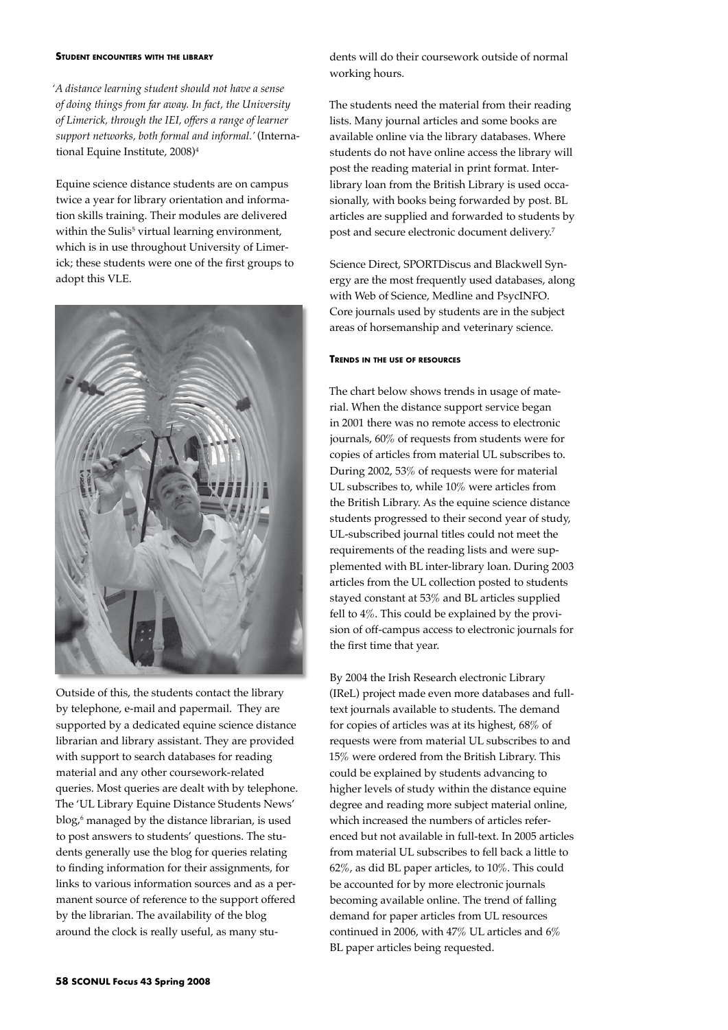### Student encounters with the library

*'A distance learning student should not have a sense of doing things from far away. In fact, the University of Limerick, through the IEI, offers a range of learner support networks, both formal and informal.'* (International Equine Institute, 2008)[4]

Equine science distance students are on campus twice a year for library orientation and information skills training. Their modules are delivered within the Sulis[5] virtual learning environment, which is in use throughout University of Limerick; these students were one of the first groups to adopt this VLE.

Outside of this, the students contact the library by telephone, e-mail and papermail. They are supported by a dedicated equine science distance librarian and library assistant. They are provided with support to search databases for reading material and any other coursework-related queries. Most queries are dealt with by telephone. The 'UL Library Equine Distance Students News' blog,[6] managed by the distance librarian, is used to post answers to students' questions. The students generally use the blog for queries relating to finding information for their assignments, for links to various information sources and as a permanent source of reference to the support offered by the librarian. The availability of the blog around the clock is really useful, as many students will do their coursework outside of normal working hours.

The students need the material from their reading lists. Many journal articles and some books are available online via the library databases. Where students do not have online access the library will post the reading material in print format. Inter-library loan from the British Library is used occasionally, with books being forwarded by post. BL articles are supplied and forwarded to students by post and secure electronic document delivery.[7]

Science Direct, SPORTDiscus and Blackwell Synergy are the most frequently used databases, along with Web of Science, Medline and PsycINFO. Core journals used by students are in the subject areas of horsemanship and veterinary science.

### Trends in the use of resources

The chart below shows trends in usage of material. When the distance support service began in 2001 there was no remote access to electronic journals, 60% of requests from students were for copies of articles from material UL subscribes to. During 2002, 53% of requests were for material UL subscribes to, while 10% were articles from the British Library. As the equine science distance students progressed to their second year of study, UL-subscribed journal titles could not meet the requirements of the reading lists and were supplemented with BL inter-library loan. During 2003 articles from the UL collection posted to students stayed constant at 53% and BL articles supplied fell to 4%. This could be explained by the provision of off-campus access to electronic journals for the first time that year.

By 2004 the Irish Research electronic Library (IReL) project made even more databases and full-text journals available to students. The demand for copies of articles was at its highest, 68% of requests were from material UL subscribes to and 15% were ordered from the British Library. This could be explained by students advancing to higher levels of study within the distance equine degree and reading more subject material online, which increased the numbers of articles referenced but not available in full-text. In 2005 articles from material UL subscribes to fell back a little to 62%, as did BL paper articles, to 10%. This could be accounted for by more electronic journals becoming available online. The trend of falling demand for paper articles from UL resources continued in 2006, with 47% UL articles and 6% BL paper articles being requested.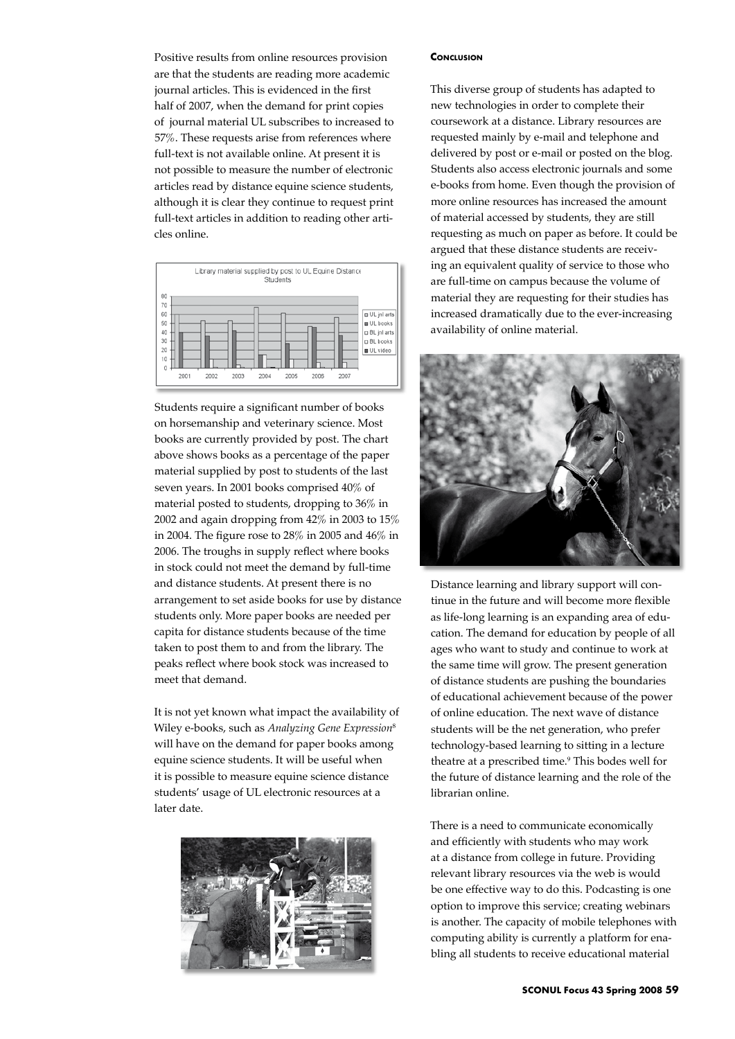Positive results from online resources provision are that the students are reading more academic journal articles. This is evidenced in the first half of 2007, when the demand for print copies of journal material UL subscribes to increased to 57%. These requests arise from references where full-text is not available online. At present it is not possible to measure the number of electronic articles read by distance equine science students, although it is clear they continue to request print full-text articles in addition to reading other articles online.

Students require a significant number of books on horsemanship and veterinary science. Most books are currently provided by post. The chart above shows books as a percentage of the paper material supplied by post to students of the last seven years. In 2001 books comprised 40% of material posted to students, dropping to 36% in 2002 and again dropping from 42% in 2003 to 15% in 2004. The figure rose to 28% in 2005 and 46% in 2006. The troughs in supply reflect where books in stock could not meet the demand by full-time and distance students. At present there is no arrangement to set aside books for use by distance students only. More paper books are needed per capita for distance students because of the time taken to post them to and from the library. The peaks reflect where book stock was increased to meet that demand.

It is not yet known what impact the availability of Wiley e-books, such as *Analyzing Gene Expression*[8] will have on the demand for paper books among equine science students. It will be useful when it is possible to measure equine science distance students' usage of UL electronic resources at a later date.

## Conclusion

This diverse group of students has adapted to new technologies in order to complete their coursework at a distance. Library resources are requested mainly by e-mail and telephone and delivered by post or e-mail or posted on the blog. Students also access electronic journals and some e-books from home. Even though the provision of more online resources has increased the amount of material accessed by students, they are still requesting as much on paper as before. It could be argued that these distance students are receiving an equivalent quality of service to those who are full-time on campus because the volume of material they are requesting for their studies has increased dramatically due to the ever-increasing availability of online material.

Distance learning and library support will continue in the future and will become more flexible as life-long learning is an expanding area of education. The demand for education by people of all ages who want to study and continue to work at the same time will grow. The present generation of distance students are pushing the boundaries of educational achievement because of the power of online education. The next wave of distance students will be the net generation, who prefer technology-based learning to sitting in a lecture theatre at a prescribed time.[9] This bodes well for the future of distance learning and the role of the librarian online.

There is a need to communicate economically and efficiently with students who may work at a distance from college in future. Providing relevant library resources via the web is would be one effective way to do this. Podcasting is one option to improve this service; creating webinars is another. The capacity of mobile telephones with computing ability is currently a platform for enabling all students to receive educational material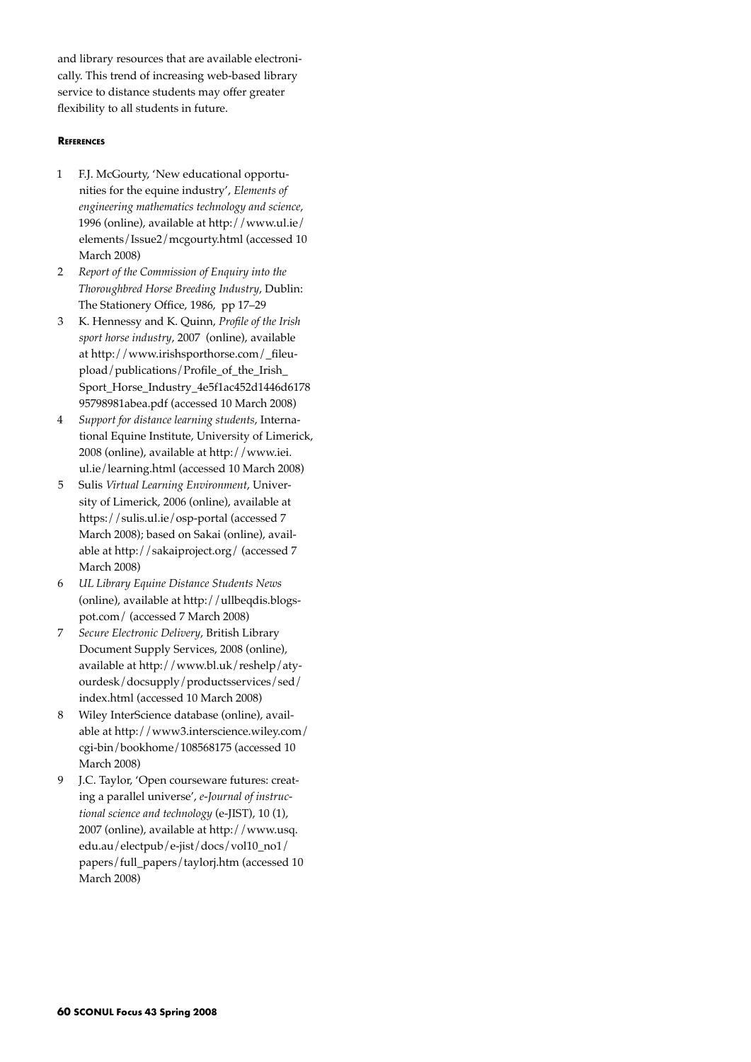and library resources that are available electronically. This trend of increasing web-based library service to distance students may offer greater flexibility to all students in future.

#### References

1. F.J. McGourty, 'New educational opportunities for the equine industry', *Elements of engineering mathematics technology and science*, 1996 (online), available at http://www.ul.ie/elements/Issue2/mcgourty.html (accessed 10 March 2008)
2. *Report of the Commission of Enquiry into the Thoroughbred Horse Breeding Industry*, Dublin: The Stationery Office, 1986, pp 17–29
3. K. Hennessy and K. Quinn, *Profile of the Irish sport horse industry*, 2007 (online), available at http://www.irishsporthorse.com/_fileupload/publications/Profile_of_the_Irish_Sport_Horse_Industry_4e5f1ac452d1446d617895798981abea.pdf (accessed 10 March 2008)
4. *Support for distance learning students*, International Equine Institute, University of Limerick, 2008 (online), available at http://www.iei.ul.ie/learning.html (accessed 10 March 2008)
5. Sulis *Virtual Learning Environment*, University of Limerick, 2006 (online), available at https://sulis.ul.ie/osp-portal (accessed 7 March 2008); based on Sakai (online), available at http://sakaiproject.org/ (accessed 7 March 2008)
6. *UL Library Equine Distance Students News* (online), available at http://ullbeqdis.blogspot.com/ (accessed 7 March 2008)
7. *Secure Electronic Delivery*, British Library Document Supply Services, 2008 (online), available at http://www.bl.uk/reshelp/atyourdesk/docsupply/productsservices/sed/index.html (accessed 10 March 2008)
8. Wiley InterScience database (online), available at http://www3.interscience.wiley.com/cgi-bin/bookhome/108568175 (accessed 10 March 2008)
9. J.C. Taylor, 'Open courseware futures: creating a parallel universe', *e-Journal of instructional science and technology* (e-JIST), 10 (1), 2007 (online), available at http://www.usq.edu.au/electpub/e-jist/docs/vol10_no1/papers/full_papers/taylorj.htm (accessed 10 March 2008)